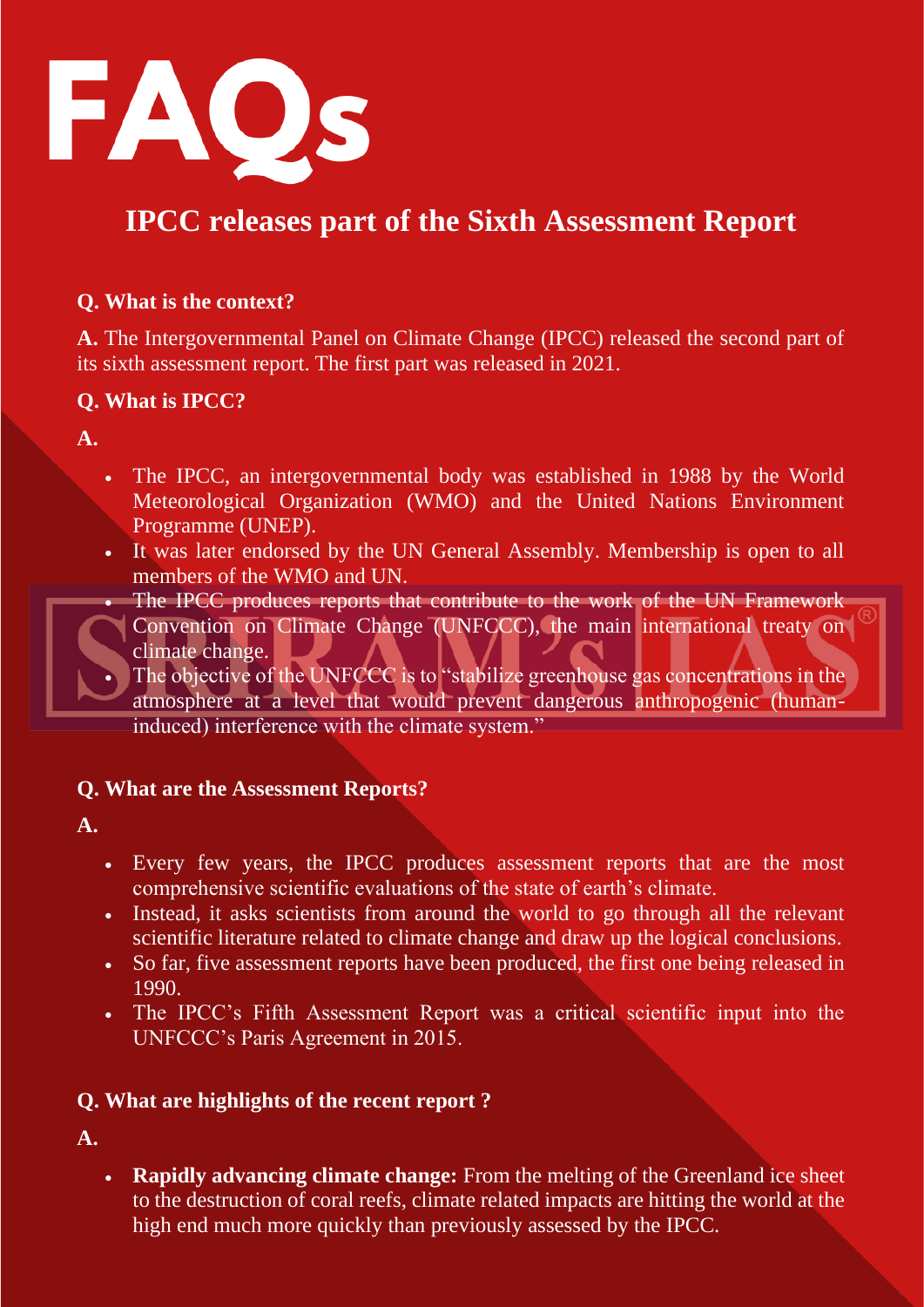# FAQs

## IPCC releases part of the Sixth Assessment Report

**Q. What is the context?**

**A.** The Intergovernmental Panel on Climate Change (IPCC) released the second part of its sixth assessment report. The first part was released in 2021.

**Q. What is IPCC?**

**A.**

- The IPCC, an intergovernmental body was established in 1988 by the World Meteorological Organization (WMO) and the United Nations Environment Programme (UNEP).
- It was later endorsed by the UN General Assembly. Membership is open to all members of the WMO and UN.
- The IPCC produces reports that contribute to the work of the UN Framework Convention on Climate Change (UNFCCC), the main international treaty on climate change.
- The objective of the UNFCCC is to "stabilize greenhouse gas concentrations in the atmosphere at a level that would prevent dangerous anthropogenic (human-induced) interference with the climate system."

**Q. What are the Assessment Reports?**

**A.**

- Every few years, the IPCC produces assessment reports that are the most comprehensive scientific evaluations of the state of earth's climate.
- Instead, it asks scientists from around the world to go through all the relevant scientific literature related to climate change and draw up the logical conclusions.
- So far, five assessment reports have been produced, the first one being released in 1990.
- The IPCC's Fifth Assessment Report was a critical scientific input into the UNFCCC's Paris Agreement in 2015.

**Q. What are highlights of the recent report ?**

**A.**

- **Rapidly advancing climate change:** From the melting of the Greenland ice sheet to the destruction of coral reefs, climate related impacts are hitting the world at the high end much more quickly than previously assessed by the IPCC.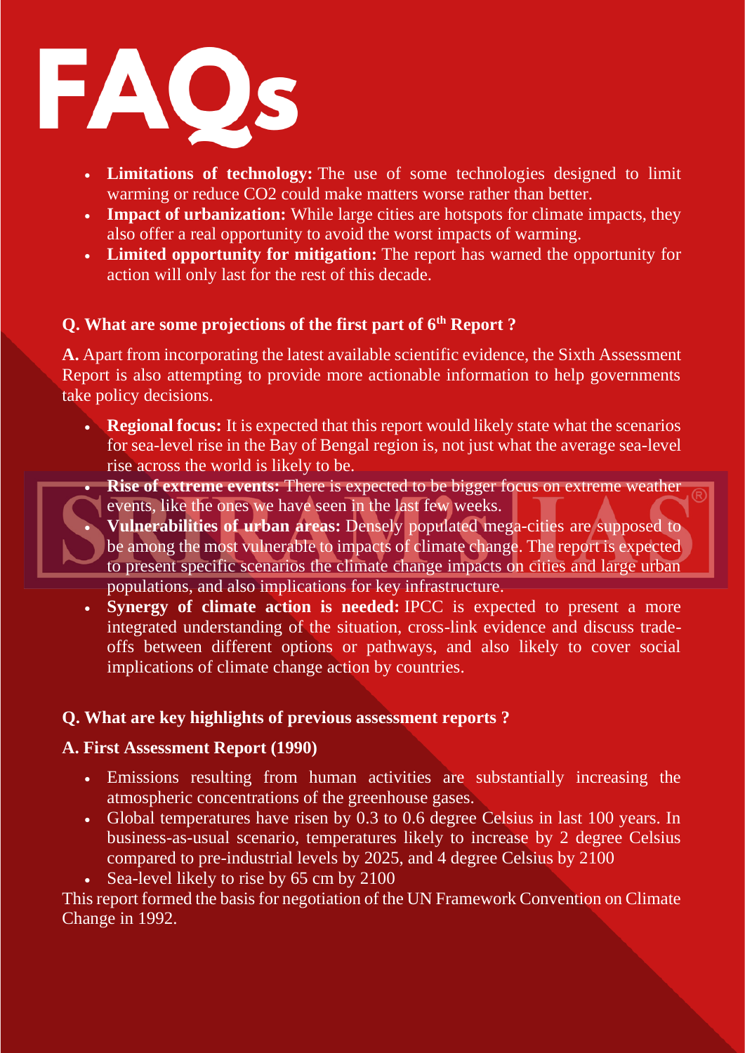# FAQs

- **Limitations of technology:** The use of some technologies designed to limit warming or reduce CO2 could make matters worse rather than better.
- **Impact of urbanization:** While large cities are hotspots for climate impacts, they also offer a real opportunity to avoid the worst impacts of warming.
- **Limited opportunity for mitigation:** The report has warned the opportunity for action will only last for the rest of this decade.

### Q. What are some projections of the first part of 6th Report ?

**A.** Apart from incorporating the latest available scientific evidence, the Sixth Assessment Report is also attempting to provide more actionable information to help governments take policy decisions.

- **Regional focus:** It is expected that this report would likely state what the scenarios for sea-level rise in the Bay of Bengal region is, not just what the average sea-level rise across the world is likely to be.
- **Rise of extreme events:** There is expected to be bigger focus on extreme weather events, like the ones we have seen in the last few weeks.
- **Vulnerabilities of urban areas:** Densely populated mega-cities are supposed to be among the most vulnerable to impacts of climate change. The report is expected to present specific scenarios the climate change impacts on cities and large urban populations, and also implications for key infrastructure.
- **Synergy of climate action is needed:** IPCC is expected to present a more integrated understanding of the situation, cross-link evidence and discuss trade-offs between different options or pathways, and also likely to cover social implications of climate change action by countries.

### Q. What are key highlights of previous assessment reports ?

**A. First Assessment Report (1990)**

- Emissions resulting from human activities are substantially increasing the atmospheric concentrations of the greenhouse gases.
- Global temperatures have risen by 0.3 to 0.6 degree Celsius in last 100 years. In business-as-usual scenario, temperatures likely to increase by 2 degree Celsius compared to pre-industrial levels by 2025, and 4 degree Celsius by 2100
- Sea-level likely to rise by 65 cm by 2100

This report formed the basis for negotiation of the UN Framework Convention on Climate Change in 1992.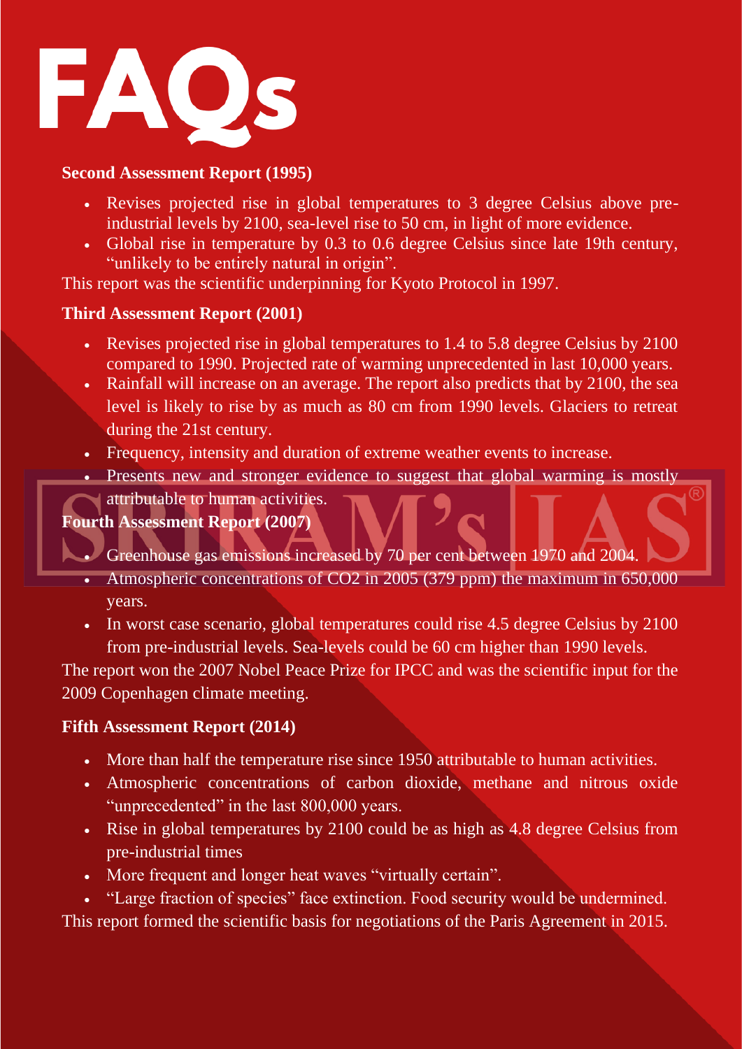# FAQs

**Second Assessment Report (1995)**

- Revises projected rise in global temperatures to 3 degree Celsius above pre-industrial levels by 2100, sea-level rise to 50 cm, in light of more evidence.
- Global rise in temperature by 0.3 to 0.6 degree Celsius since late 19th century, "unlikely to be entirely natural in origin".

This report was the scientific underpinning for Kyoto Protocol in 1997.

**Third Assessment Report (2001)**

- Revises projected rise in global temperatures to 1.4 to 5.8 degree Celsius by 2100 compared to 1990. Projected rate of warming unprecedented in last 10,000 years.
- Rainfall will increase on an average. The report also predicts that by 2100, the sea level is likely to rise by as much as 80 cm from 1990 levels. Glaciers to retreat during the 21st century.
- Frequency, intensity and duration of extreme weather events to increase.
- Presents new and stronger evidence to suggest that global warming is mostly attributable to human activities.

**Fourth Assessment Report (2007)**

- Greenhouse gas emissions increased by 70 per cent between 1970 and 2004.
- Atmospheric concentrations of $CO_2$ in 2005 (379 ppm) the maximum in 650,000 years.
- In worst case scenario, global temperatures could rise 4.5 degree Celsius by 2100 from pre-industrial levels. Sea-levels could be 60 cm higher than 1990 levels.

The report won the 2007 Nobel Peace Prize for IPCC and was the scientific input for the 2009 Copenhagen climate meeting.

**Fifth Assessment Report (2014)**

- More than half the temperature rise since 1950 attributable to human activities.
- Atmospheric concentrations of carbon dioxide, methane and nitrous oxide "unprecedented" in the last 800,000 years.
- Rise in global temperatures by 2100 could be as high as 4.8 degree Celsius from pre-industrial times
- More frequent and longer heat waves "virtually certain".
- "Large fraction of species" face extinction. Food security would be undermined.

This report formed the scientific basis for negotiations of the Paris Agreement in 2015.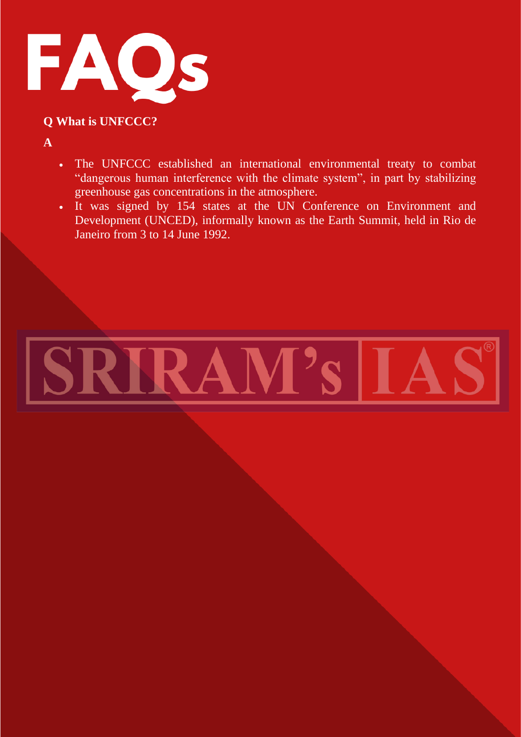# FAQs

**Q What is UNFCCC?**

**A**

- The UNFCCC established an international environmental treaty to combat "dangerous human interference with the climate system", in part by stabilizing greenhouse gas concentrations in the atmosphere.
- It was signed by 154 states at the UN Conference on Environment and Development (UNCED), informally known as the Earth Summit, held in Rio de Janeiro from 3 to 14 June 1992.

SRIRAM's IAS